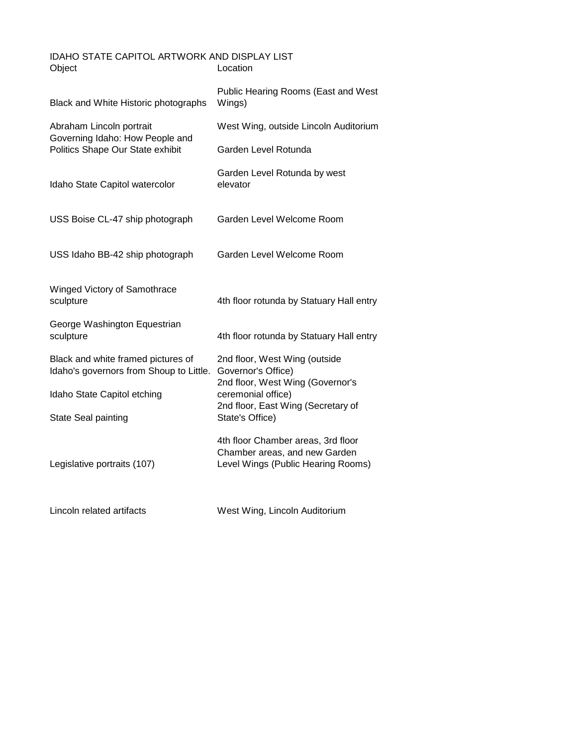# IDAHO STATE CAPITOL ARTWORK AND DISPLAY LIST

| Object | Location |
|---|---|
| Black and White Historic photographs | Public Hearing Rooms (East and West Wings) |
| Abraham Lincoln portrait | West Wing, outside Lincoln Auditorium |
| Governing Idaho: How People and Politics Shape Our State exhibit | Garden Level Rotunda |
| Idaho State Capitol watercolor | Garden Level Rotunda by west elevator |
| USS Boise CL-47 ship photograph | Garden Level Welcome Room |
| USS Idaho BB-42 ship photograph | Garden Level Welcome Room |
| Winged Victory of Samothrace sculpture | 4th floor rotunda by Statuary Hall entry |
| George Washington Equestrian sculpture | 4th floor rotunda by Statuary Hall entry |
| Black and white framed pictures of Idaho's governors from Shoup to Little. | 2nd floor, West Wing (outside Governor's Office) |
| Idaho State Capitol etching | 2nd floor, West Wing (Governor's ceremonial office) |
| State Seal painting | 2nd floor, East Wing (Secretary of State's Office) |
| Legislative portraits (107) | 4th floor Chamber areas, 3rd floor Chamber areas, and new Garden Level Wings (Public Hearing Rooms) |
| Lincoln related artifacts | West Wing, Lincoln Auditorium |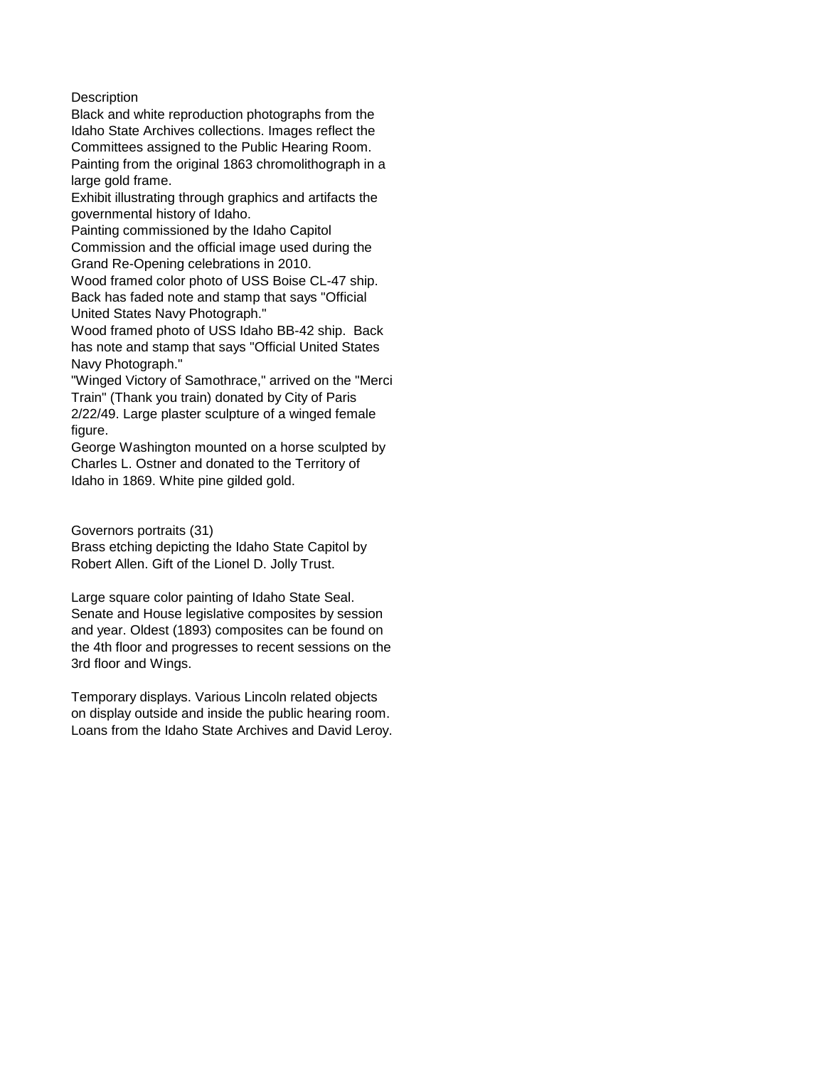Description

Black and white reproduction photographs from the Idaho State Archives collections. Images reflect the Committees assigned to the Public Hearing Room.

Painting from the original 1863 chromolithograph in a large gold frame.

Exhibit illustrating through graphics and artifacts the governmental history of Idaho.

Painting commissioned by the Idaho Capitol Commission and the official image used during the Grand Re-Opening celebrations in 2010.

Wood framed color photo of USS Boise CL-47 ship. Back has faded note and stamp that says "Official United States Navy Photograph."

Wood framed photo of USS Idaho BB-42 ship. Back has note and stamp that says "Official United States Navy Photograph."

"Winged Victory of Samothrace," arrived on the "Merci Train" (Thank you train) donated by City of Paris 2/22/49. Large plaster sculpture of a winged female figure.

George Washington mounted on a horse sculpted by Charles L. Ostner and donated to the Territory of Idaho in 1869. White pine gilded gold.

Governors portraits (31)

Brass etching depicting the Idaho State Capitol by Robert Allen. Gift of the Lionel D. Jolly Trust.

Large square color painting of Idaho State Seal.

Senate and House legislative composites by session and year. Oldest (1893) composites can be found on the 4th floor and progresses to recent sessions on the 3rd floor and Wings.

Temporary displays. Various Lincoln related objects on display outside and inside the public hearing room. Loans from the Idaho State Archives and David Leroy.